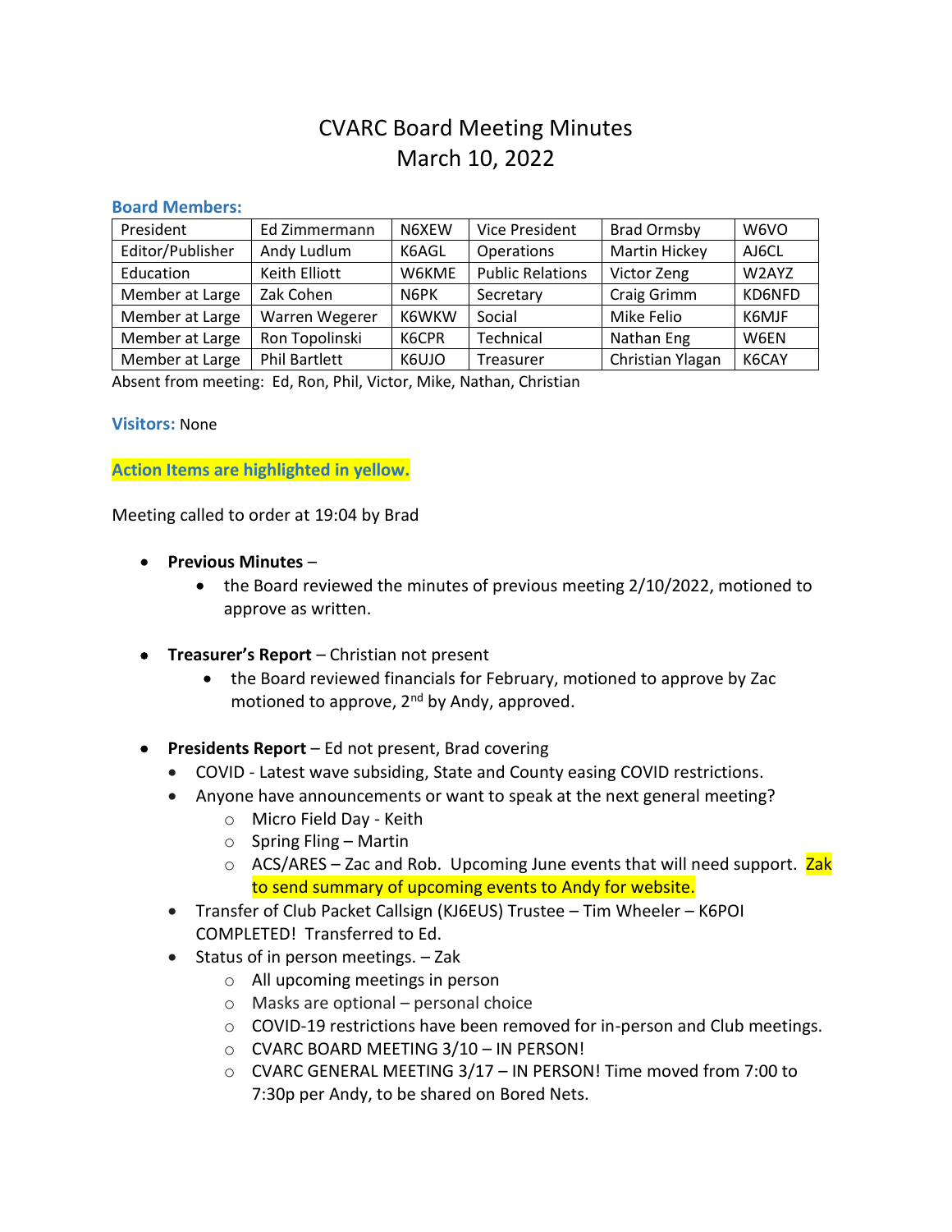# CVARC Board Meeting Minutes
## March 10, 2022

**Board Members:**

| President | Ed Zimmermann | N6XEW | Vice President | Brad Ormsby | W6VO |
|---|---|---|---|---|---|
| Editor/Publisher | Andy Ludlum | K6AGL | Operations | Martin Hickey | AJ6CL |
| Education | Keith Elliott | W6KME | Public Relations | Victor Zeng | W2AYZ |
| Member at Large | Zak Cohen | N6PK | Secretary | Craig Grimm | KD6NFD |
| Member at Large | Warren Wegerer | K6WKW | Social | Mike Felio | K6MJF |
| Member at Large | Ron Topolinski | K6CPR | Technical | Nathan Eng | W6EN |
| Member at Large | Phil Bartlett | K6UJO | Treasurer | Christian Ylagan | K6CAY |

Absent from meeting: Ed, Ron, Phil, Victor, Mike, Nathan, Christian

**Visitors:** None

**Action Items are highlighted in yellow.**

Meeting called to order at 19:04 by Brad

- **Previous Minutes** –
  - the Board reviewed the minutes of previous meeting 2/10/2022, motioned to approve as written.

- **Treasurer's Report** – Christian not present
  - the Board reviewed financials for February, motioned to approve by Zac motioned to approve, 2nd by Andy, approved.

- **Presidents Report** – Ed not present, Brad covering
  - COVID - Latest wave subsiding, State and County easing COVID restrictions.
  - Anyone have announcements or want to speak at the next general meeting?
    - Micro Field Day - Keith
    - Spring Fling – Martin
    - ACS/ARES – Zac and Rob. Upcoming June events that will need support. Zak to send summary of upcoming events to Andy for website.
  - Transfer of Club Packet Callsign (KJ6EUS) Trustee – Tim Wheeler – K6POI COMPLETED! Transferred to Ed.
  - Status of in person meetings. – Zak
    - All upcoming meetings in person
    - Masks are optional – personal choice
    - COVID-19 restrictions have been removed for in-person and Club meetings.
    - CVARC BOARD MEETING 3/10 – IN PERSON!
    - CVARC GENERAL MEETING 3/17 – IN PERSON! Time moved from 7:00 to 7:30p per Andy, to be shared on Bored Nets.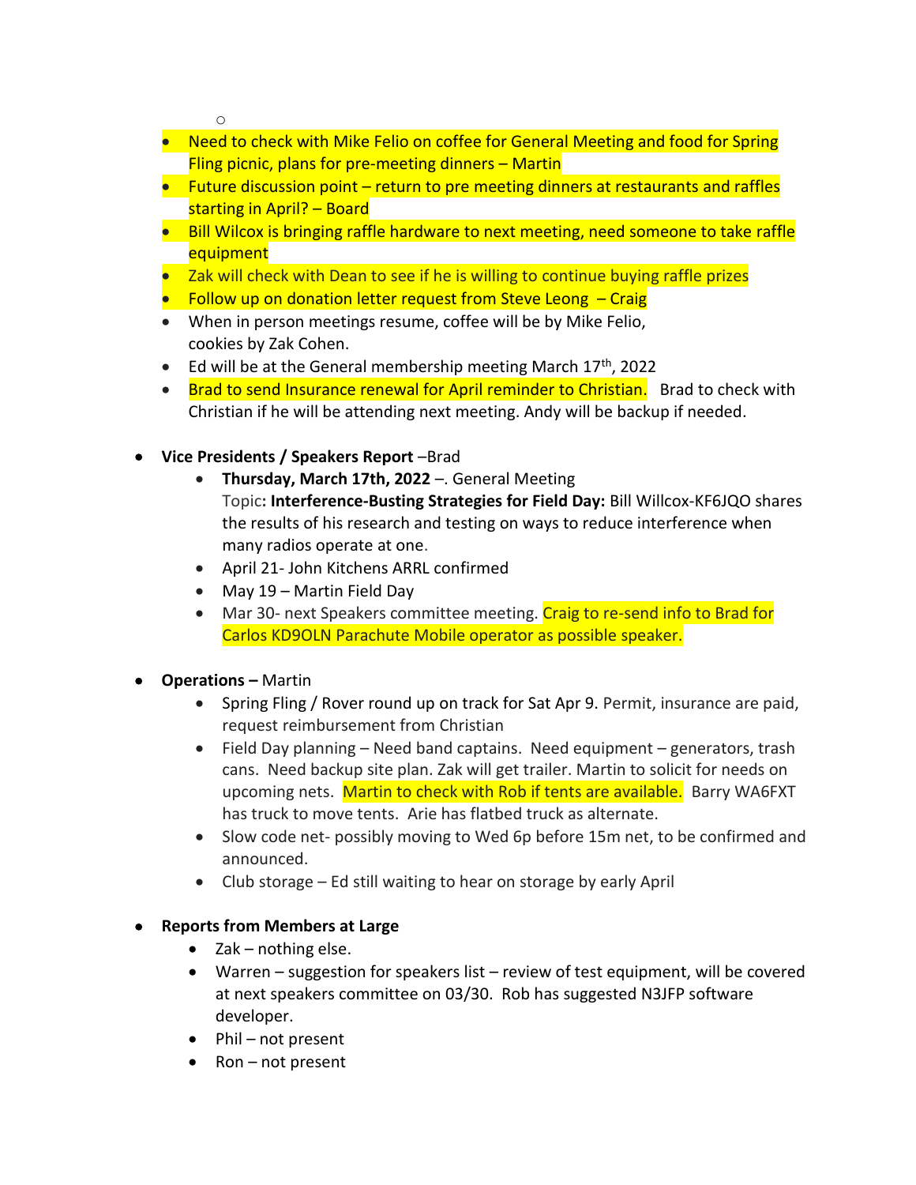- 
    - Need to check with Mike Felio on coffee for General Meeting and food for Spring Fling picnic, plans for pre-meeting dinners – Martin
    - Future discussion point – return to pre meeting dinners at restaurants and raffles starting in April? – Board
    - Bill Wilcox is bringing raffle hardware to next meeting, need someone to take raffle equipment
    - Zak will check with Dean to see if he is willing to continue buying raffle prizes
    - Follow up on donation letter request from Steve Leong – Craig
    - When in person meetings resume, coffee will be by Mike Felio, cookies by Zak Cohen.
    - Ed will be at the General membership meeting March 17th, 2022
    - Brad to send Insurance renewal for April reminder to Christian. Brad to check with Christian if he will be attending next meeting. Andy will be backup if needed.

- **Vice Presidents / Speakers Report** –Brad
    - **Thursday, March 17th, 2022** –. General Meeting
      Topic**: Interference-Busting Strategies for Field Day:** Bill Willcox-KF6JQO shares the results of his research and testing on ways to reduce interference when many radios operate at one.
    - April 21- John Kitchens ARRL confirmed
    - May 19 – Martin Field Day
    - Mar 30- next Speakers committee meeting. Craig to re-send info to Brad for Carlos KD9OLN Parachute Mobile operator as possible speaker.

- **Operations –** Martin
    - Spring Fling / Rover round up on track for Sat Apr 9. Permit, insurance are paid, request reimbursement from Christian
    - Field Day planning – Need band captains. Need equipment – generators, trash cans. Need backup site plan. Zak will get trailer. Martin to solicit for needs on upcoming nets. Martin to check with Rob if tents are available. Barry WA6FXT has truck to move tents. Arie has flatbed truck as alternate.
    - Slow code net- possibly moving to Wed 6p before 15m net, to be confirmed and announced.
    - Club storage – Ed still waiting to hear on storage by early April

- **Reports from Members at Large**
    - Zak – nothing else.
    - Warren – suggestion for speakers list – review of test equipment, will be covered at next speakers committee on 03/30. Rob has suggested N3JFP software developer.
    - Phil – not present
    - Ron – not present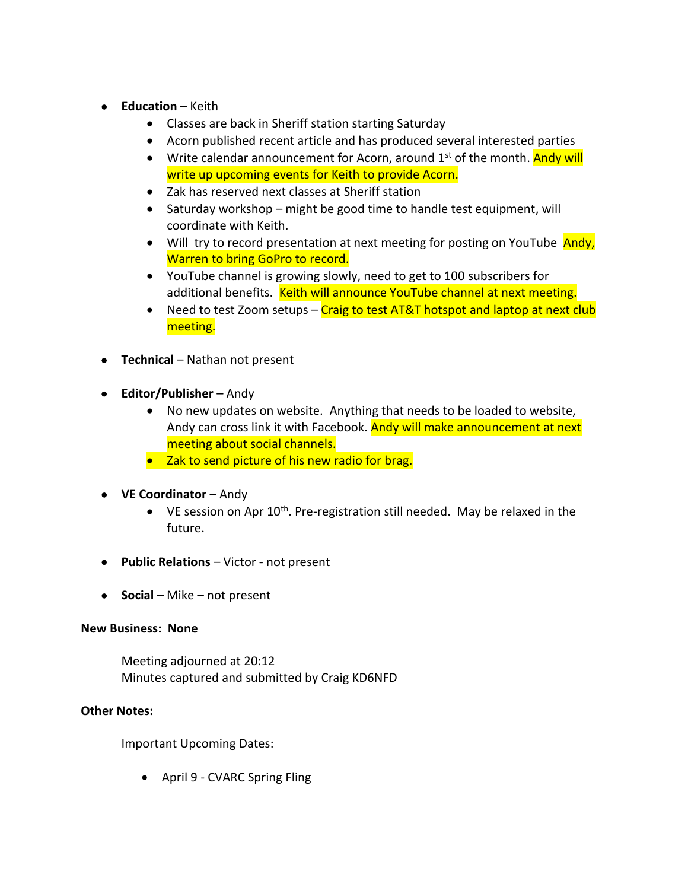- **Education** – Keith
  - Classes are back in Sheriff station starting Saturday
  - Acorn published recent article and has produced several interested parties
  - Write calendar announcement for Acorn, around 1st of the month. Andy will write up upcoming events for Keith to provide Acorn.
  - Zak has reserved next classes at Sheriff station
  - Saturday workshop – might be good time to handle test equipment, will coordinate with Keith.
  - Will try to record presentation at next meeting for posting on YouTube Andy, Warren to bring GoPro to record.
  - YouTube channel is growing slowly, need to get to 100 subscribers for additional benefits. Keith will announce YouTube channel at next meeting.
  - Need to test Zoom setups – Craig to test AT&T hotspot and laptop at next club meeting.

- **Technical** – Nathan not present

- **Editor/Publisher** – Andy
  - No new updates on website. Anything that needs to be loaded to website, Andy can cross link it with Facebook. Andy will make announcement at next meeting about social channels.
  - Zak to send picture of his new radio for brag.

- **VE Coordinator** – Andy
  - VE session on Apr 10th. Pre-registration still needed. May be relaxed in the future.

- **Public Relations** – Victor - not present

- **Social** – Mike – not present

**New Business: None**

Meeting adjourned at 20:12
Minutes captured and submitted by Craig KD6NFD

**Other Notes:**

Important Upcoming Dates:

- April 9 - CVARC Spring Fling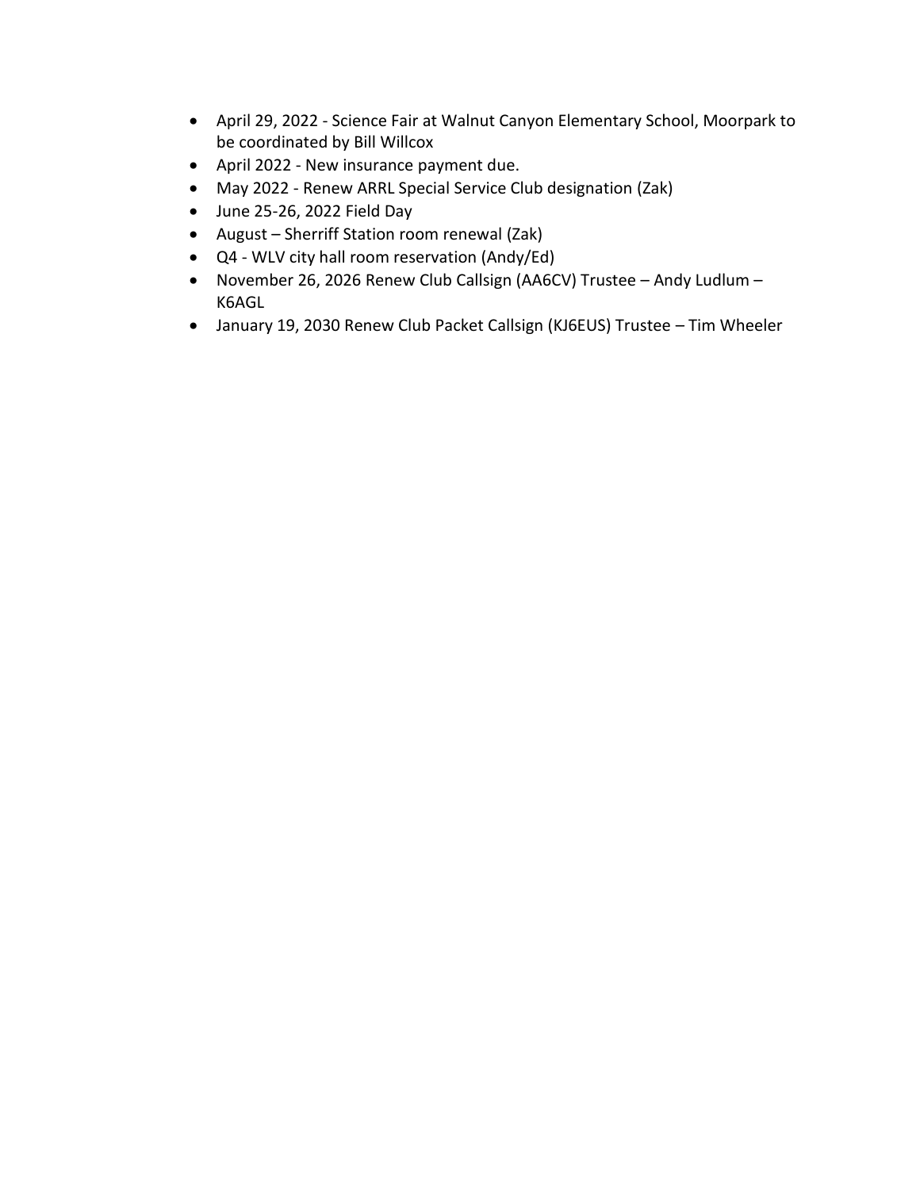- April 29, 2022 - Science Fair at Walnut Canyon Elementary School, Moorpark to be coordinated by Bill Willcox
- April 2022 - New insurance payment due.
- May 2022 - Renew ARRL Special Service Club designation (Zak)
- June 25-26, 2022 Field Day
- August – Sherriff Station room renewal (Zak)
- Q4 - WLV city hall room reservation (Andy/Ed)
- November 26, 2026 Renew Club Callsign (AA6CV) Trustee – Andy Ludlum – K6AGL
- January 19, 2030 Renew Club Packet Callsign (KJ6EUS) Trustee – Tim Wheeler